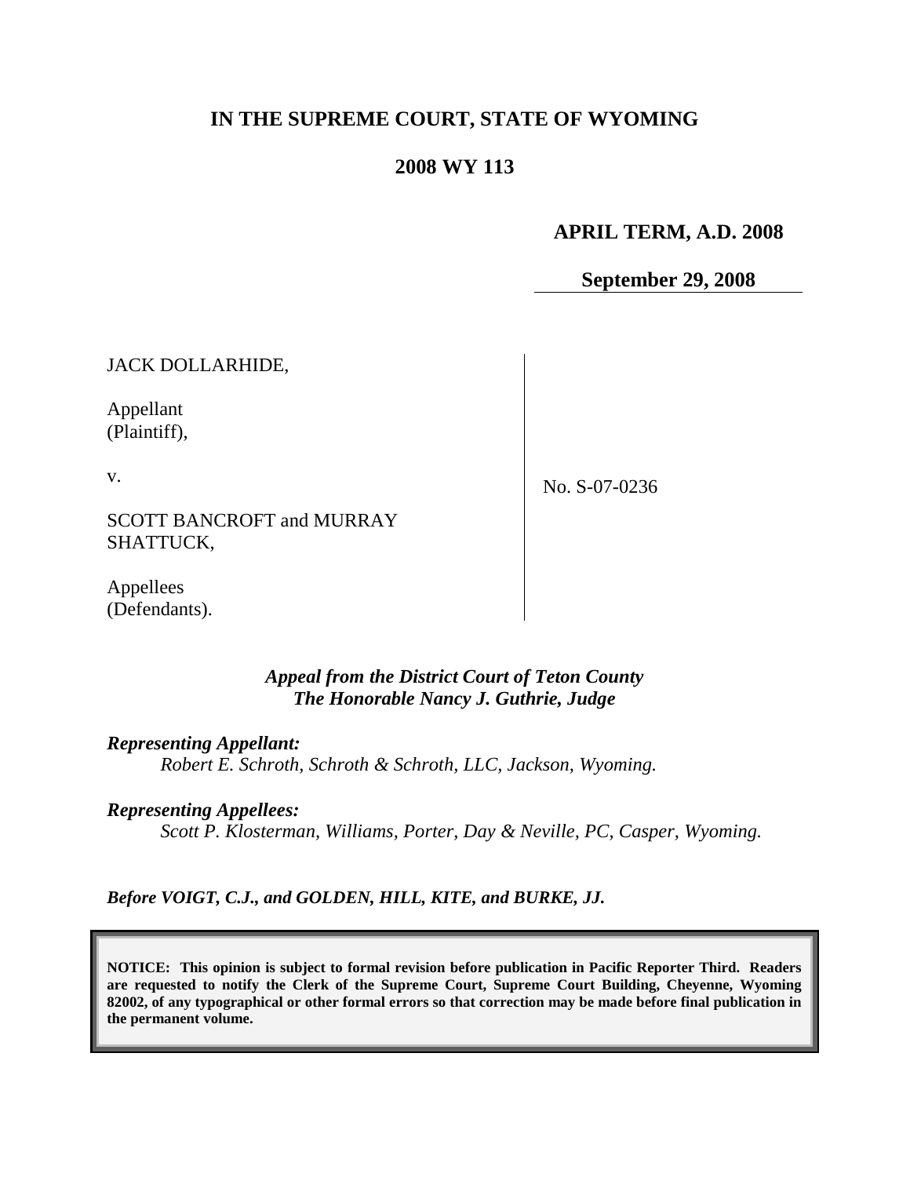# IN THE SUPREME COURT, STATE OF WYOMING

## 2008 WY 113

**APRIL TERM, A.D. 2008**

**September 29, 2008**

| | |
|---|---|
| JACK DOLLARHIDE,<br><br>Appellant<br>(Plaintiff),<br><br>v.<br><br>SCOTT BANCROFT and MURRAY SHATTUCK,<br><br>Appellees<br>(Defendants). | No. S-07-0236 |

*Appeal from the District Court of Teton County*
*The Honorable Nancy J. Guthrie, Judge*

***Representing Appellant:***
*Robert E. Schroth, Schroth & Schroth, LLC, Jackson, Wyoming.*

***Representing Appellees:***
*Scott P. Klosterman, Williams, Porter, Day & Neville, PC, Casper, Wyoming.*

***Before VOIGT, C.J., and GOLDEN, HILL, KITE, and BURKE, JJ.***

**NOTICE: This opinion is subject to formal revision before publication in Pacific Reporter Third. Readers are requested to notify the Clerk of the Supreme Court, Supreme Court Building, Cheyenne, Wyoming 82002, of any typographical or other formal errors so that correction may be made before final publication in the permanent volume.**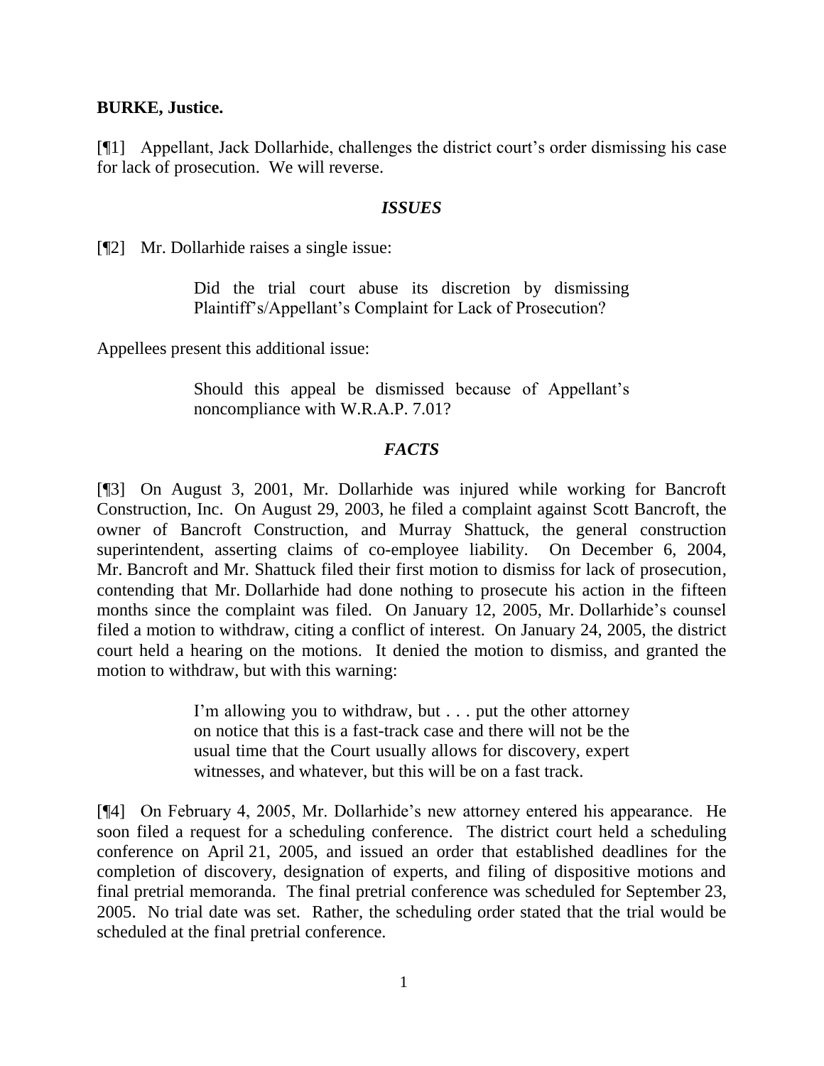**BURKE, Justice.**

[¶1] Appellant, Jack Dollarhide, challenges the district court's order dismissing his case for lack of prosecution. We will reverse.

### *ISSUES*

[¶2] Mr. Dollarhide raises a single issue:

> Did the trial court abuse its discretion by dismissing Plaintiff's/Appellant's Complaint for Lack of Prosecution?

Appellees present this additional issue:

> Should this appeal be dismissed because of Appellant's noncompliance with W.R.A.P. 7.01?

### *FACTS*

[¶3] On August 3, 2001, Mr. Dollarhide was injured while working for Bancroft Construction, Inc. On August 29, 2003, he filed a complaint against Scott Bancroft, the owner of Bancroft Construction, and Murray Shattuck, the general construction superintendent, asserting claims of co-employee liability. On December 6, 2004, Mr. Bancroft and Mr. Shattuck filed their first motion to dismiss for lack of prosecution, contending that Mr. Dollarhide had done nothing to prosecute his action in the fifteen months since the complaint was filed. On January 12, 2005, Mr. Dollarhide's counsel filed a motion to withdraw, citing a conflict of interest. On January 24, 2005, the district court held a hearing on the motions. It denied the motion to dismiss, and granted the motion to withdraw, but with this warning:

> I'm allowing you to withdraw, but . . . put the other attorney on notice that this is a fast-track case and there will not be the usual time that the Court usually allows for discovery, expert witnesses, and whatever, but this will be on a fast track.

[¶4] On February 4, 2005, Mr. Dollarhide's new attorney entered his appearance. He soon filed a request for a scheduling conference. The district court held a scheduling conference on April 21, 2005, and issued an order that established deadlines for the completion of discovery, designation of experts, and filing of dispositive motions and final pretrial memoranda. The final pretrial conference was scheduled for September 23, 2005. No trial date was set. Rather, the scheduling order stated that the trial would be scheduled at the final pretrial conference.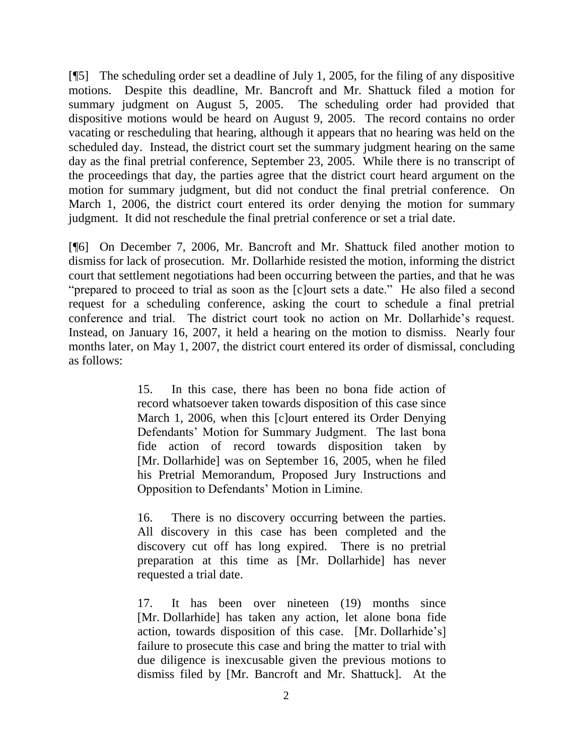[¶5] The scheduling order set a deadline of July 1, 2005, for the filing of any dispositive motions. Despite this deadline, Mr. Bancroft and Mr. Shattuck filed a motion for summary judgment on August 5, 2005. The scheduling order had provided that dispositive motions would be heard on August 9, 2005. The record contains no order vacating or rescheduling that hearing, although it appears that no hearing was held on the scheduled day. Instead, the district court set the summary judgment hearing on the same day as the final pretrial conference, September 23, 2005. While there is no transcript of the proceedings that day, the parties agree that the district court heard argument on the motion for summary judgment, but did not conduct the final pretrial conference. On March 1, 2006, the district court entered its order denying the motion for summary judgment. It did not reschedule the final pretrial conference or set a trial date.

[¶6] On December 7, 2006, Mr. Bancroft and Mr. Shattuck filed another motion to dismiss for lack of prosecution. Mr. Dollarhide resisted the motion, informing the district court that settlement negotiations had been occurring between the parties, and that he was "prepared to proceed to trial as soon as the [c]ourt sets a date." He also filed a second request for a scheduling conference, asking the court to schedule a final pretrial conference and trial. The district court took no action on Mr. Dollarhide's request. Instead, on January 16, 2007, it held a hearing on the motion to dismiss. Nearly four months later, on May 1, 2007, the district court entered its order of dismissal, concluding as follows:

> 15. In this case, there has been no bona fide action of record whatsoever taken towards disposition of this case since March 1, 2006, when this [c]ourt entered its Order Denying Defendants' Motion for Summary Judgment. The last bona fide action of record towards disposition taken by [Mr. Dollarhide] was on September 16, 2005, when he filed his Pretrial Memorandum, Proposed Jury Instructions and Opposition to Defendants' Motion in Limine.
>
> 16. There is no discovery occurring between the parties. All discovery in this case has been completed and the discovery cut off has long expired. There is no pretrial preparation at this time as [Mr. Dollarhide] has never requested a trial date.
>
> 17. It has been over nineteen (19) months since [Mr. Dollarhide] has taken any action, let alone bona fide action, towards disposition of this case. [Mr. Dollarhide's] failure to prosecute this case and bring the matter to trial with due diligence is inexcusable given the previous motions to dismiss filed by [Mr. Bancroft and Mr. Shattuck]. At the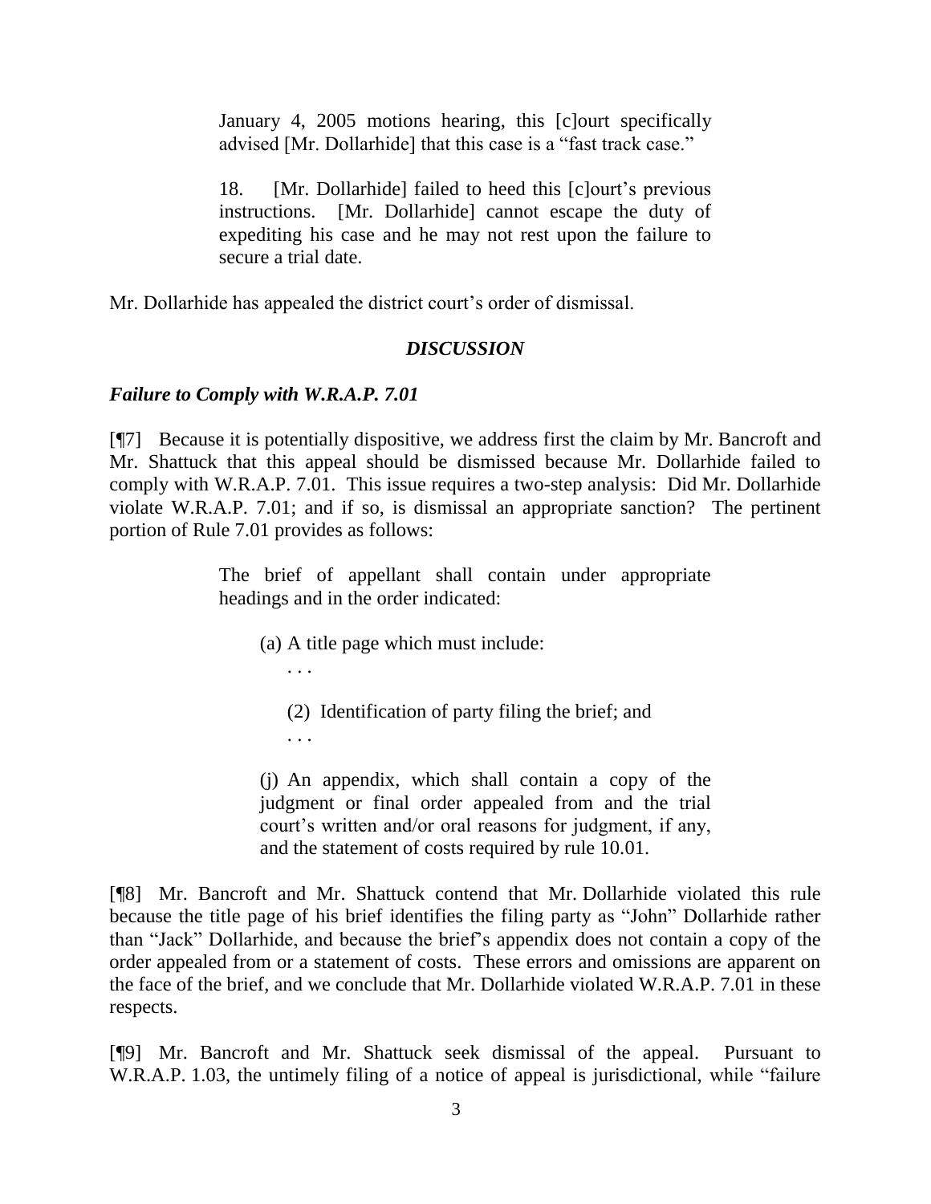> January 4, 2005 motions hearing, this [c]ourt specifically advised [Mr. Dollarhide] that this case is a "fast track case."
>
> 18. [Mr. Dollarhide] failed to heed this [c]ourt's previous instructions. [Mr. Dollarhide] cannot escape the duty of expediting his case and he may not rest upon the failure to secure a trial date.

Mr. Dollarhide has appealed the district court's order of dismissal.

### *DISCUSSION*

***Failure to Comply with W.R.A.P. 7.01***

[¶7] Because it is potentially dispositive, we address first the claim by Mr. Bancroft and Mr. Shattuck that this appeal should be dismissed because Mr. Dollarhide failed to comply with W.R.A.P. 7.01. This issue requires a two-step analysis: Did Mr. Dollarhide violate W.R.A.P. 7.01; and if so, is dismissal an appropriate sanction? The pertinent portion of Rule 7.01 provides as follows:

> The brief of appellant shall contain under appropriate headings and in the order indicated:
>
> (a) A title page which must include:
>
> . . .
>
> (2) Identification of party filing the brief; and
>
> . . .
>
> (j) An appendix, which shall contain a copy of the judgment or final order appealed from and the trial court's written and/or oral reasons for judgment, if any, and the statement of costs required by rule 10.01.

[¶8] Mr. Bancroft and Mr. Shattuck contend that Mr. Dollarhide violated this rule because the title page of his brief identifies the filing party as "John" Dollarhide rather than "Jack" Dollarhide, and because the brief's appendix does not contain a copy of the order appealed from or a statement of costs. These errors and omissions are apparent on the face of the brief, and we conclude that Mr. Dollarhide violated W.R.A.P. 7.01 in these respects.

[¶9] Mr. Bancroft and Mr. Shattuck seek dismissal of the appeal. Pursuant to W.R.A.P. 1.03, the untimely filing of a notice of appeal is jurisdictional, while "failure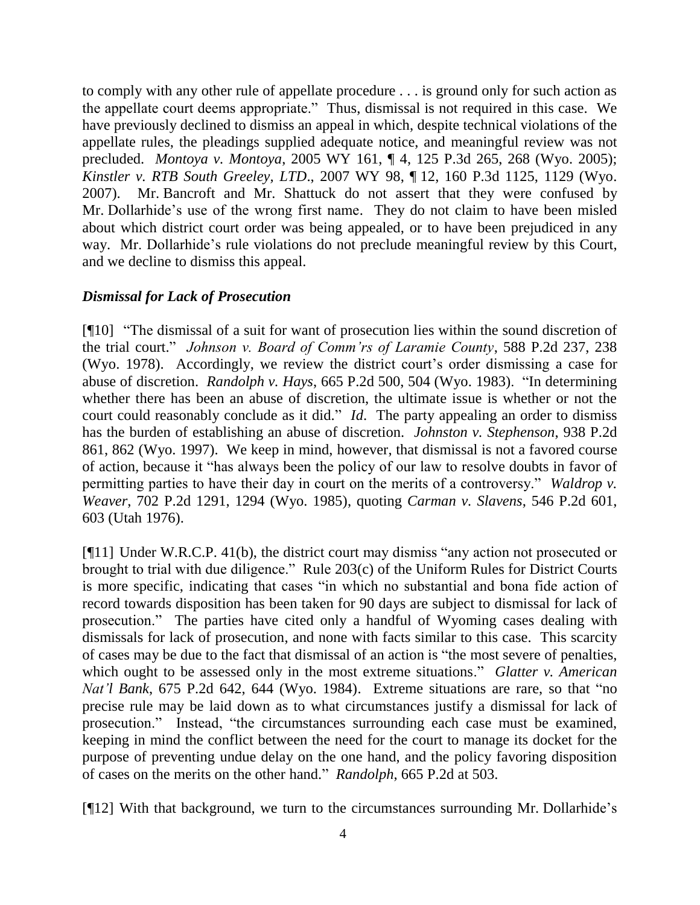to comply with any other rule of appellate procedure . . . is ground only for such action as the appellate court deems appropriate." Thus, dismissal is not required in this case. We have previously declined to dismiss an appeal in which, despite technical violations of the appellate rules, the pleadings supplied adequate notice, and meaningful review was not precluded. *Montoya v. Montoya*, 2005 WY 161, ¶ 4, 125 P.3d 265, 268 (Wyo. 2005); *Kinstler v. RTB South Greeley, LTD*., 2007 WY 98, ¶ 12, 160 P.3d 1125, 1129 (Wyo. 2007). Mr. Bancroft and Mr. Shattuck do not assert that they were confused by Mr. Dollarhide's use of the wrong first name. They do not claim to have been misled about which district court order was being appealed, or to have been prejudiced in any way. Mr. Dollarhide's rule violations do not preclude meaningful review by this Court, and we decline to dismiss this appeal.

### ***Dismissal for Lack of Prosecution***

[¶10] "The dismissal of a suit for want of prosecution lies within the sound discretion of the trial court." *Johnson v. Board of Comm'rs of Laramie County*, 588 P.2d 237, 238 (Wyo. 1978). Accordingly, we review the district court's order dismissing a case for abuse of discretion. *Randolph v. Hays*, 665 P.2d 500, 504 (Wyo. 1983). "In determining whether there has been an abuse of discretion, the ultimate issue is whether or not the court could reasonably conclude as it did." *Id*. The party appealing an order to dismiss has the burden of establishing an abuse of discretion. *Johnston v. Stephenson*, 938 P.2d 861, 862 (Wyo. 1997). We keep in mind, however, that dismissal is not a favored course of action, because it "has always been the policy of our law to resolve doubts in favor of permitting parties to have their day in court on the merits of a controversy." *Waldrop v. Weaver*, 702 P.2d 1291, 1294 (Wyo. 1985), quoting *Carman v. Slavens*, 546 P.2d 601, 603 (Utah 1976).

[¶11] Under W.R.C.P. 41(b), the district court may dismiss "any action not prosecuted or brought to trial with due diligence." Rule 203(c) of the Uniform Rules for District Courts is more specific, indicating that cases "in which no substantial and bona fide action of record towards disposition has been taken for 90 days are subject to dismissal for lack of prosecution." The parties have cited only a handful of Wyoming cases dealing with dismissals for lack of prosecution, and none with facts similar to this case. This scarcity of cases may be due to the fact that dismissal of an action is "the most severe of penalties, which ought to be assessed only in the most extreme situations." *Glatter v. American Nat'l Bank*, 675 P.2d 642, 644 (Wyo. 1984). Extreme situations are rare, so that "no precise rule may be laid down as to what circumstances justify a dismissal for lack of prosecution." Instead, "the circumstances surrounding each case must be examined, keeping in mind the conflict between the need for the court to manage its docket for the purpose of preventing undue delay on the one hand, and the policy favoring disposition of cases on the merits on the other hand." *Randolph*, 665 P.2d at 503.

[¶12] With that background, we turn to the circumstances surrounding Mr. Dollarhide's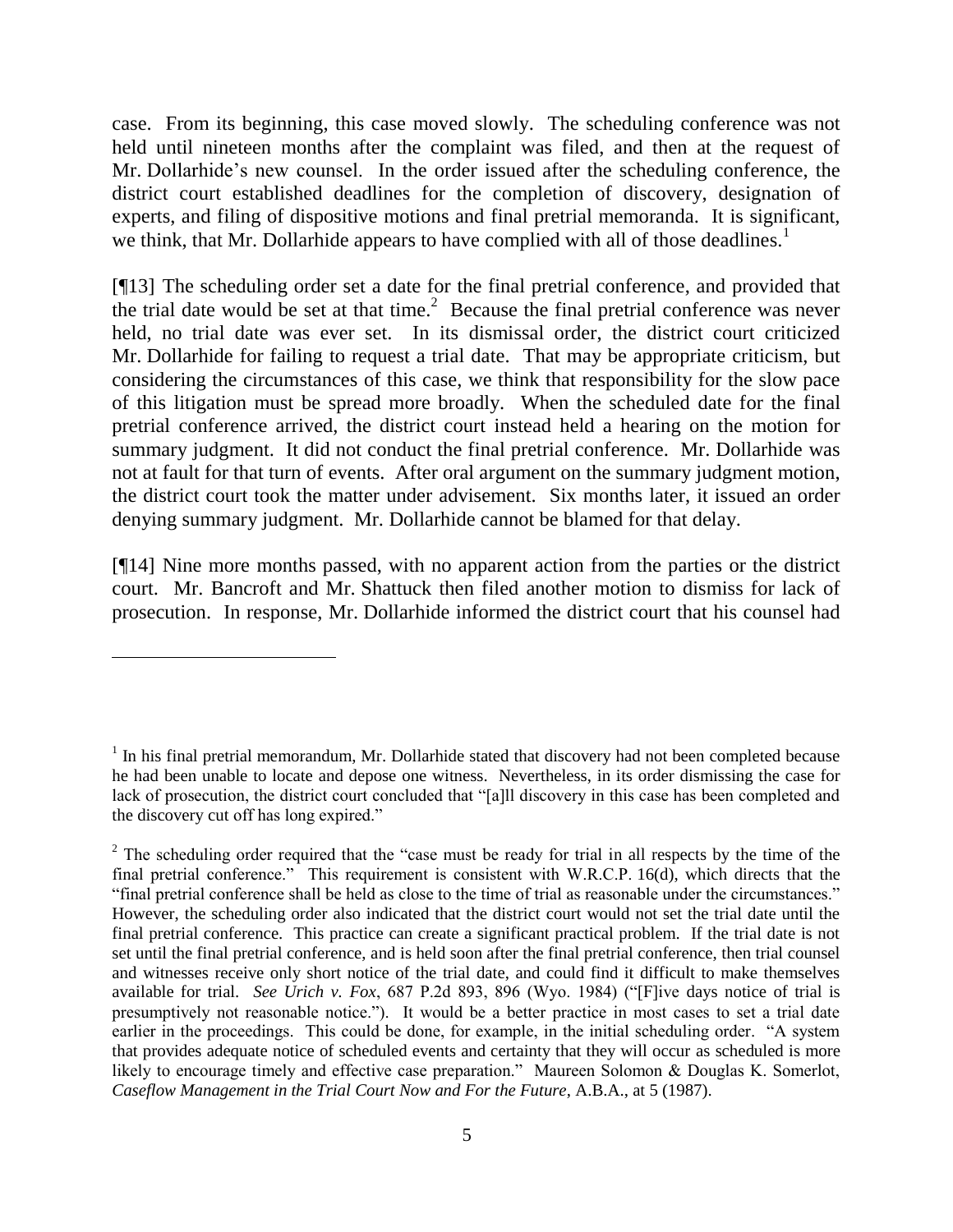case. From its beginning, this case moved slowly. The scheduling conference was not held until nineteen months after the complaint was filed, and then at the request of Mr. Dollarhide's new counsel. In the order issued after the scheduling conference, the district court established deadlines for the completion of discovery, designation of experts, and filing of dispositive motions and final pretrial memoranda. It is significant, we think, that Mr. Dollarhide appears to have complied with all of those deadlines.[1]

[¶13] The scheduling order set a date for the final pretrial conference, and provided that the trial date would be set at that time.[2] Because the final pretrial conference was never held, no trial date was ever set. In its dismissal order, the district court criticized Mr. Dollarhide for failing to request a trial date. That may be appropriate criticism, but considering the circumstances of this case, we think that responsibility for the slow pace of this litigation must be spread more broadly. When the scheduled date for the final pretrial conference arrived, the district court instead held a hearing on the motion for summary judgment. It did not conduct the final pretrial conference. Mr. Dollarhide was not at fault for that turn of events. After oral argument on the summary judgment motion, the district court took the matter under advisement. Six months later, it issued an order denying summary judgment. Mr. Dollarhide cannot be blamed for that delay.

[¶14] Nine more months passed, with no apparent action from the parties or the district court. Mr. Bancroft and Mr. Shattuck then filed another motion to dismiss for lack of prosecution. In response, Mr. Dollarhide informed the district court that his counsel had

---

[1] In his final pretrial memorandum, Mr. Dollarhide stated that discovery had not been completed because he had been unable to locate and depose one witness. Nevertheless, in its order dismissing the case for lack of prosecution, the district court concluded that "[a]ll discovery in this case has been completed and the discovery cut off has long expired."

[2] The scheduling order required that the "case must be ready for trial in all respects by the time of the final pretrial conference." This requirement is consistent with W.R.C.P. 16(d), which directs that the "final pretrial conference shall be held as close to the time of trial as reasonable under the circumstances." However, the scheduling order also indicated that the district court would not set the trial date until the final pretrial conference. This practice can create a significant practical problem. If the trial date is not set until the final pretrial conference, and is held soon after the final pretrial conference, then trial counsel and witnesses receive only short notice of the trial date, and could find it difficult to make themselves available for trial. *See Urich v. Fox*, 687 P.2d 893, 896 (Wyo. 1984) ("[F]ive days notice of trial is presumptively not reasonable notice."). It would be a better practice in most cases to set a trial date earlier in the proceedings. This could be done, for example, in the initial scheduling order. "A system that provides adequate notice of scheduled events and certainty that they will occur as scheduled is more likely to encourage timely and effective case preparation." Maureen Solomon & Douglas K. Somerlot, *Caseflow Management in the Trial Court Now and For the Future*, A.B.A., at 5 (1987).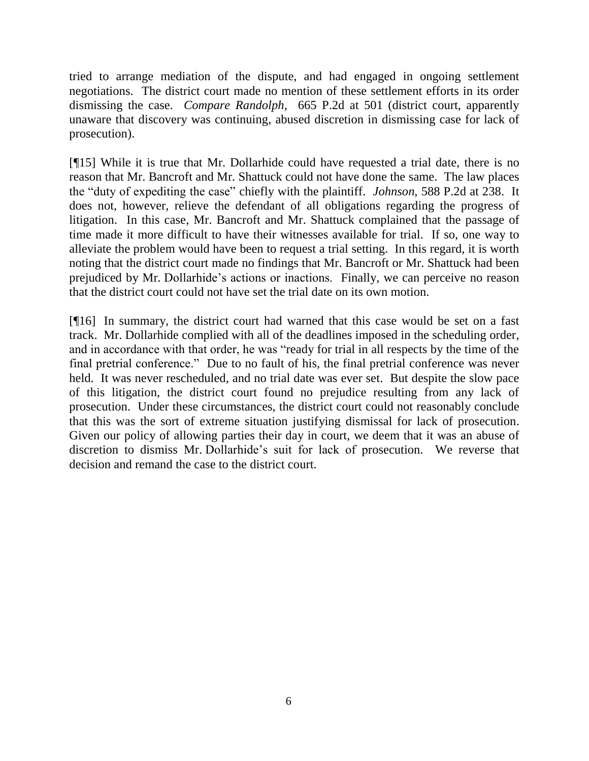tried to arrange mediation of the dispute, and had engaged in ongoing settlement negotiations. The district court made no mention of these settlement efforts in its order dismissing the case. *Compare Randolph,* 665 P.2d at 501 (district court, apparently unaware that discovery was continuing, abused discretion in dismissing case for lack of prosecution).

[¶15] While it is true that Mr. Dollarhide could have requested a trial date, there is no reason that Mr. Bancroft and Mr. Shattuck could not have done the same. The law places the "duty of expediting the case" chiefly with the plaintiff. *Johnson*, 588 P.2d at 238. It does not, however, relieve the defendant of all obligations regarding the progress of litigation. In this case, Mr. Bancroft and Mr. Shattuck complained that the passage of time made it more difficult to have their witnesses available for trial. If so, one way to alleviate the problem would have been to request a trial setting. In this regard, it is worth noting that the district court made no findings that Mr. Bancroft or Mr. Shattuck had been prejudiced by Mr. Dollarhide's actions or inactions. Finally, we can perceive no reason that the district court could not have set the trial date on its own motion.

[¶16] In summary, the district court had warned that this case would be set on a fast track. Mr. Dollarhide complied with all of the deadlines imposed in the scheduling order, and in accordance with that order, he was "ready for trial in all respects by the time of the final pretrial conference." Due to no fault of his, the final pretrial conference was never held. It was never rescheduled, and no trial date was ever set. But despite the slow pace of this litigation, the district court found no prejudice resulting from any lack of prosecution. Under these circumstances, the district court could not reasonably conclude that this was the sort of extreme situation justifying dismissal for lack of prosecution. Given our policy of allowing parties their day in court, we deem that it was an abuse of discretion to dismiss Mr. Dollarhide's suit for lack of prosecution. We reverse that decision and remand the case to the district court.